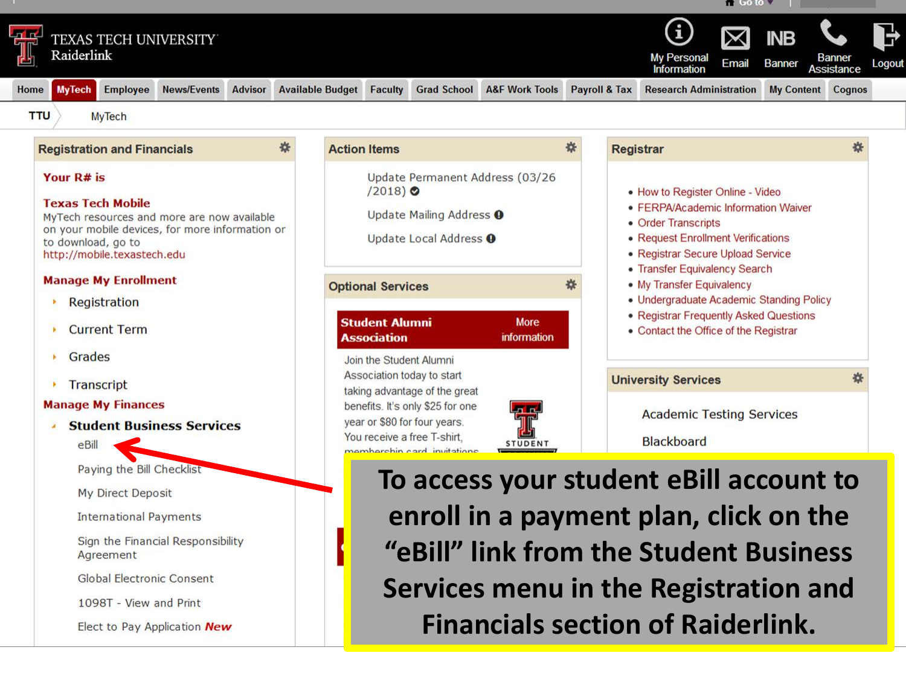TEXAS TECH UNIVERSITY
Raiderlink

My Personal Information | Email | Banner | Banner Assistance | Logout

Home | MyTech | Employee | News/Events | Advisor | Available Budget | Faculty | Grad School | A&F Work Tools | Payroll & Tax | Research Administration | My Content | Cognos

TTU > MyTech

## Registration and Financials

**Your R# is**

**Texas Tech Mobile**

MyTech resources and more are now available on your mobile devices, for more information or to download, go to http://mobile.texastech.edu

**Manage My Enrollment**

- Registration
- Current Term
- Grades
- Transcript

**Manage My Finances**

- **Student Business Services**
  - eBill
  - Paying the Bill Checklist
  - My Direct Deposit
  - International Payments
  - Sign the Financial Responsibility Agreement
  - Global Electronic Consent
  - 1098T - View and Print
  - Elect to Pay Application *New*

## Action Items

- Update Permanent Address (03/26/2018)
- Update Mailing Address
- Update Local Address

## Optional Services

**Student Alumni Association** — More information

Join the Student Alumni Association today to start taking advantage of the great benefits. It's only $25 for one year or $80 for four years. You receive a free T-shirt, membership card, invitations

## Registrar

- How to Register Online - Video
- FERPA/Academic Information Waiver
- Order Transcripts
- Request Enrollment Verifications
- Registrar Secure Upload Service
- Transfer Equivalency Search
- My Transfer Equivalency
- Undergraduate Academic Standing Policy
- Registrar Frequently Asked Questions
- Contact the Office of the Registrar

## University Services

- Academic Testing Services
- Blackboard

**To access your student eBill account to enroll in a payment plan, click on the "eBill" link from the Student Business Services menu in the Registration and Financials section of Raiderlink.**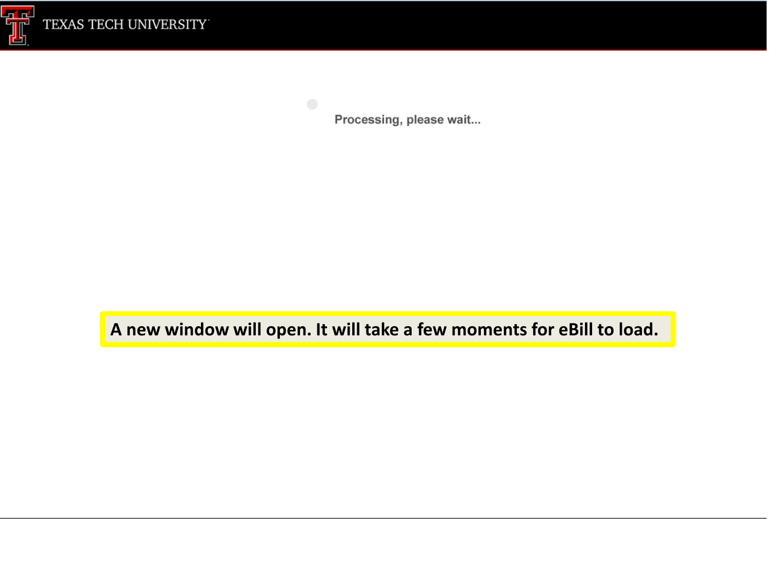TEXAS TECH UNIVERSITY

Processing, please wait...

A new window will open. It will take a few moments for eBill to load.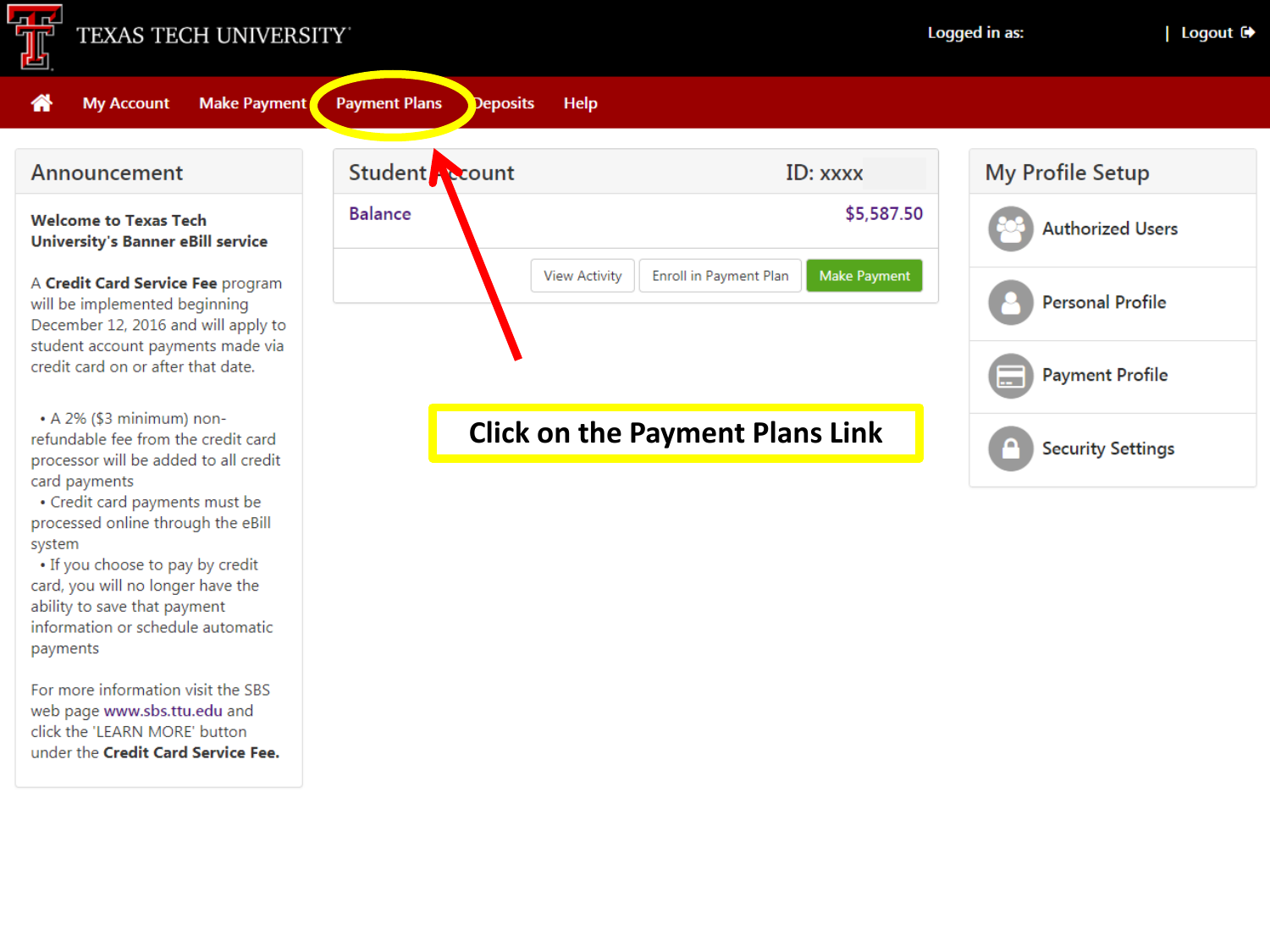TEXAS TECH UNIVERSITY

Logged in as: | Logout

My Account | Make Payment | Payment Plans | Deposits | Help

## Announcement

**Welcome to Texas Tech University's Banner eBill service**

A **Credit Card Service Fee** program will be implemented beginning December 12, 2016 and will apply to student account payments made via credit card on or after that date.

- A 2% ($3 minimum) non-refundable fee from the credit card processor will be added to all credit card payments
- Credit card payments must be processed online through the eBill system
- If you choose to pay by credit card, you will no longer have the ability to save that payment information or schedule automatic payments

For more information visit the SBS web page www.sbs.ttu.edu and click the 'LEARN MORE' button under the **Credit Card Service Fee.**

## Student Account

ID: xxxx

Balance $5,587.50

View Activity | Enroll in Payment Plan | Make Payment

**Click on the Payment Plans Link**

## My Profile Setup

- Authorized Users
- Personal Profile
- Payment Profile
- Security Settings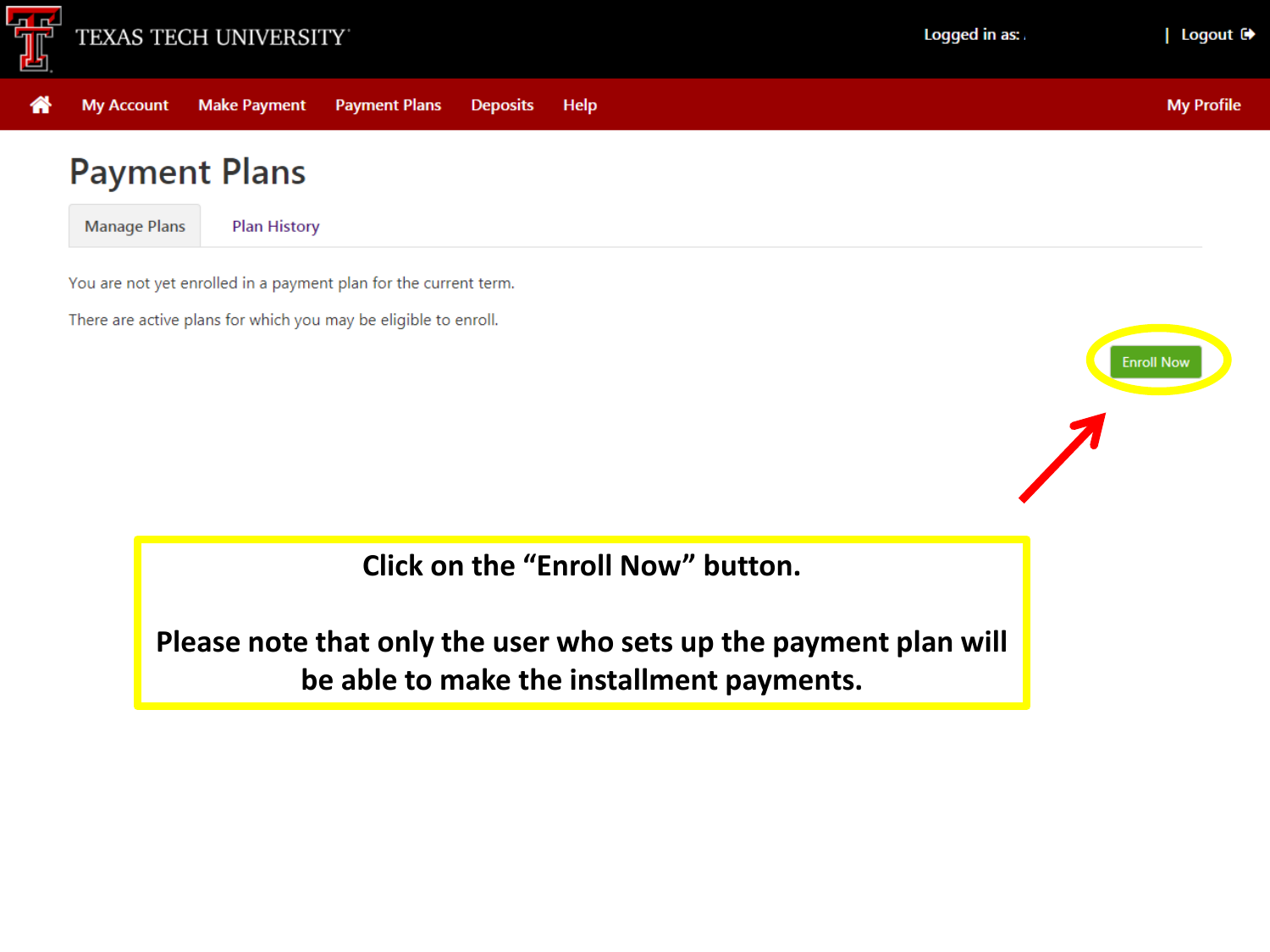TEXAS TECH UNIVERSITY

Logged in as: | Logout

My Account | Make Payment | Payment Plans | Deposits | Help | My Profile

# Payment Plans

Manage Plans | Plan History

You are not yet enrolled in a payment plan for the current term.

There are active plans for which you may be eligible to enroll.

Enroll Now

**Click on the "Enroll Now" button.**

**Please note that only the user who sets up the payment plan will be able to make the installment payments.**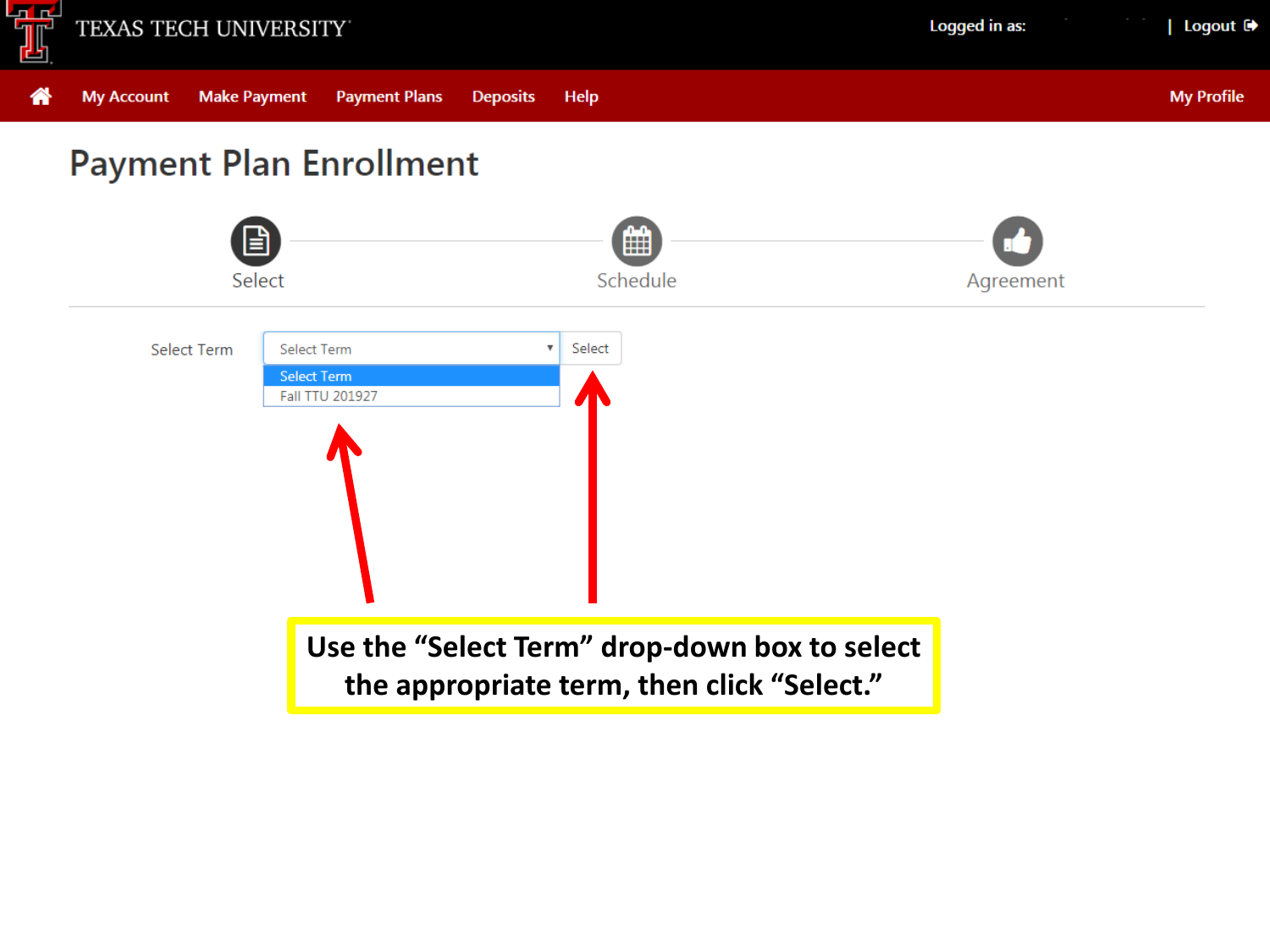TEXAS TECH UNIVERSITY

Logged in as: | Logout

My Account | Make Payment | Payment Plans | Deposits | Help | My Profile

# Payment Plan Enrollment

Select — Schedule — Agreement

Select Term: Select Term ▾ | Select

- Select Term
- Fall TTU 201927

**Use the "Select Term" drop-down box to select the appropriate term, then click "Select."**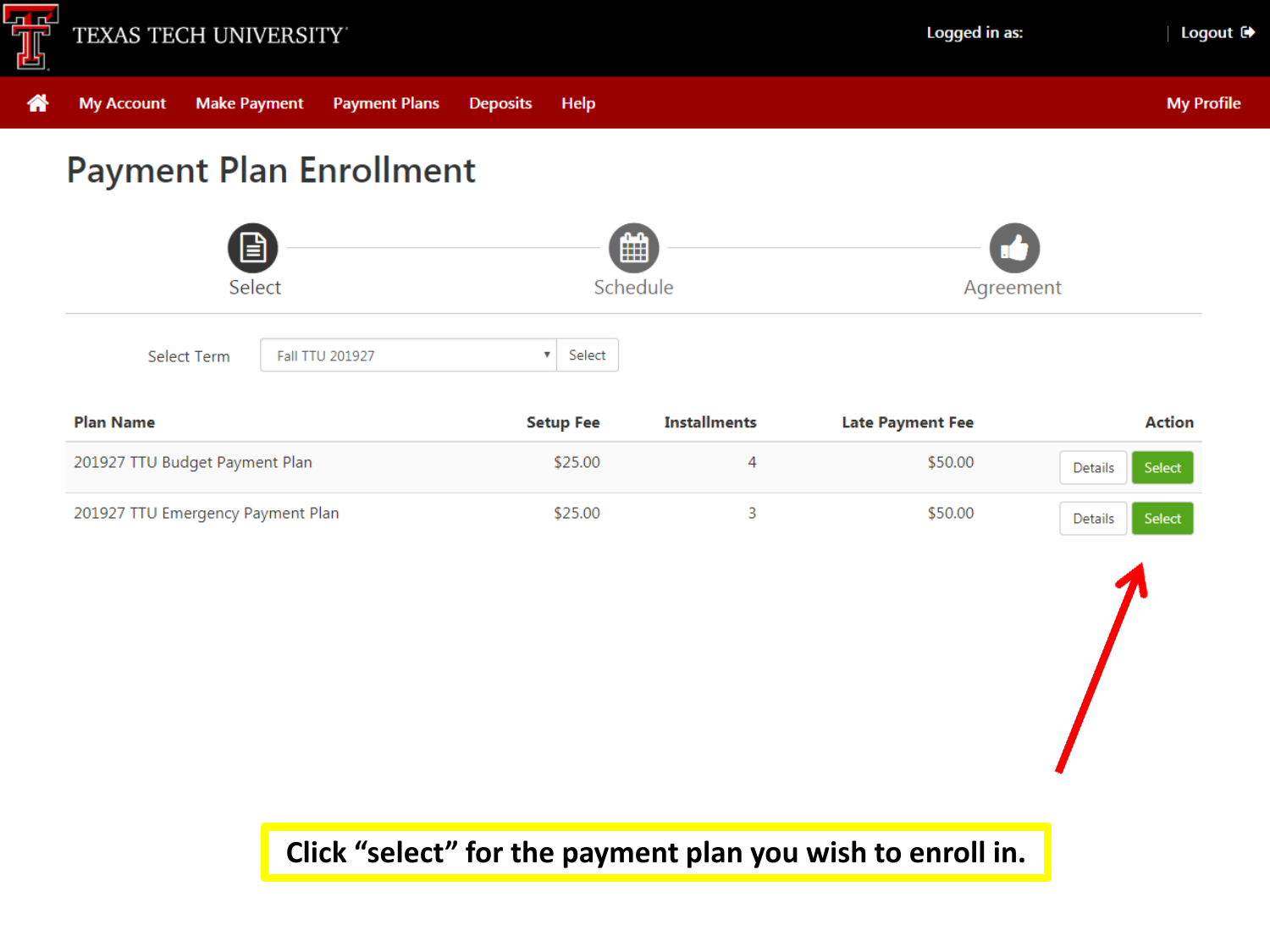TEXAS TECH UNIVERSITY

Logged in as: | Logout

My Account | Make Payment | Payment Plans | Deposits | Help | My Profile

# Payment Plan Enrollment

Select — Schedule — Agreement

Select Term: Fall TTU 201927 | Select

| Plan Name | Setup Fee | Installments | Late Payment Fee | Action |
|---|---|---|---|---|
| 201927 TTU Budget Payment Plan | $25.00 | 4 | $50.00 | Details Select |
| 201927 TTU Emergency Payment Plan | $25.00 | 3 | $50.00 | Details Select |

**Click “select” for the payment plan you wish to enroll in.**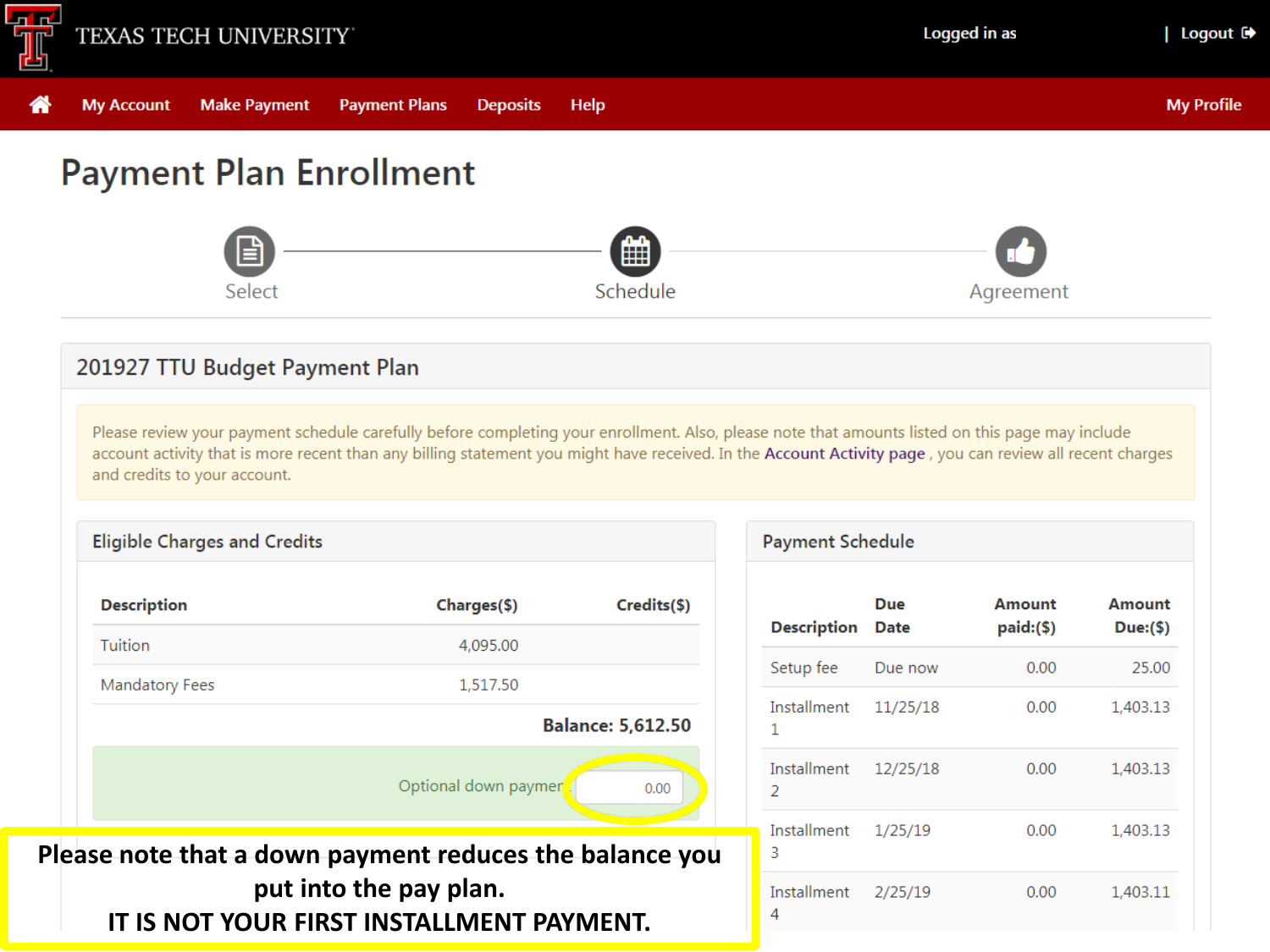TEXAS TECH UNIVERSITY

Logged in as | Logout

My Account | Make Payment | Payment Plans | Deposits | Help | My Profile

# Payment Plan Enrollment

Select — Schedule — Agreement

## 201927 TTU Budget Payment Plan

Please review your payment schedule carefully before completing your enrollment. Also, please note that amounts listed on this page may include account activity that is more recent than any billing statement you might have received. In the Account Activity page , you can review all recent charges and credits to your account.

### Eligible Charges and Credits

| Description | Charges($) | Credits($) |
|---|---|---|
| Tuition | 4,095.00 | |
| Mandatory Fees | 1,517.50 | |
| | | **Balance: 5,612.50** |

Optional down paymen 0.00

### Payment Schedule

| Description | Due Date | Amount paid:($) | Amount Due:($) |
|---|---|---|---|
| Setup fee | Due now | 0.00 | 25.00 |
| Installment 1 | 11/25/18 | 0.00 | 1,403.13 |
| Installment 2 | 12/25/18 | 0.00 | 1,403.13 |
| Installment 3 | 1/25/19 | 0.00 | 1,403.13 |
| Installment 4 | 2/25/19 | 0.00 | 1,403.11 |

**Please note that a down payment reduces the balance you put into the pay plan.**
**IT IS NOT YOUR FIRST INSTALLMENT PAYMENT.**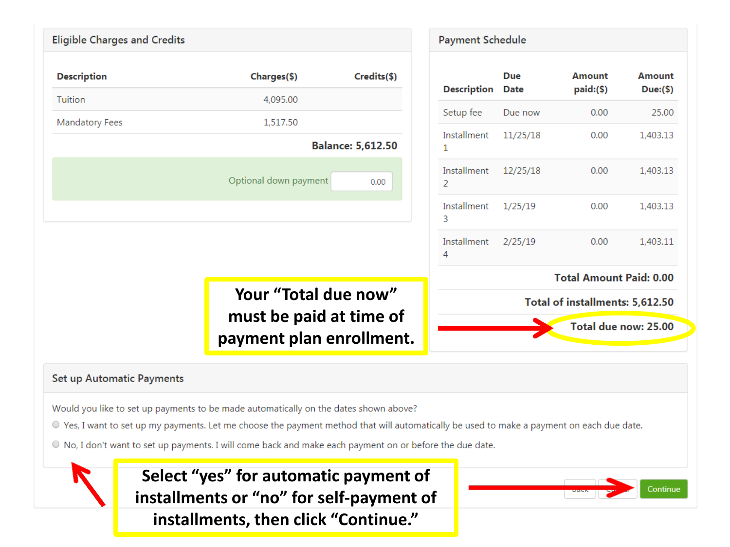## Eligible Charges and Credits

| Description | Charges($) | Credits($) |
|---|---|---|
| Tuition | 4,095.00 | |
| Mandatory Fees | 1,517.50 | |

**Balance: 5,612.50**

Optional down payment 0.00

## Payment Schedule

| Description | Due Date | Amount paid:($) | Amount Due:($) |
|---|---|---|---|
| Setup fee | Due now | 0.00 | 25.00 |
| Installment 1 | 11/25/18 | 0.00 | 1,403.13 |
| Installment 2 | 12/25/18 | 0.00 | 1,403.13 |
| Installment 3 | 1/25/19 | 0.00 | 1,403.13 |
| Installment 4 | 2/25/19 | 0.00 | 1,403.11 |

**Total Amount Paid: 0.00**

**Total of installments: 5,612.50**

**Total due now: 25.00**

**Your "Total due now" must be paid at time of payment plan enrollment.**

## Set up Automatic Payments

Would you like to set up payments to be made automatically on the dates shown above?

- Yes, I want to set up my payments. Let me choose the payment method that will automatically be used to make a payment on each due date.
- No, I don't want to set up payments. I will come back and make each payment on or before the due date.

**Select "yes" for automatic payment of installments or "no" for self-payment of installments, then click "Continue."**

Back | Cancel | Continue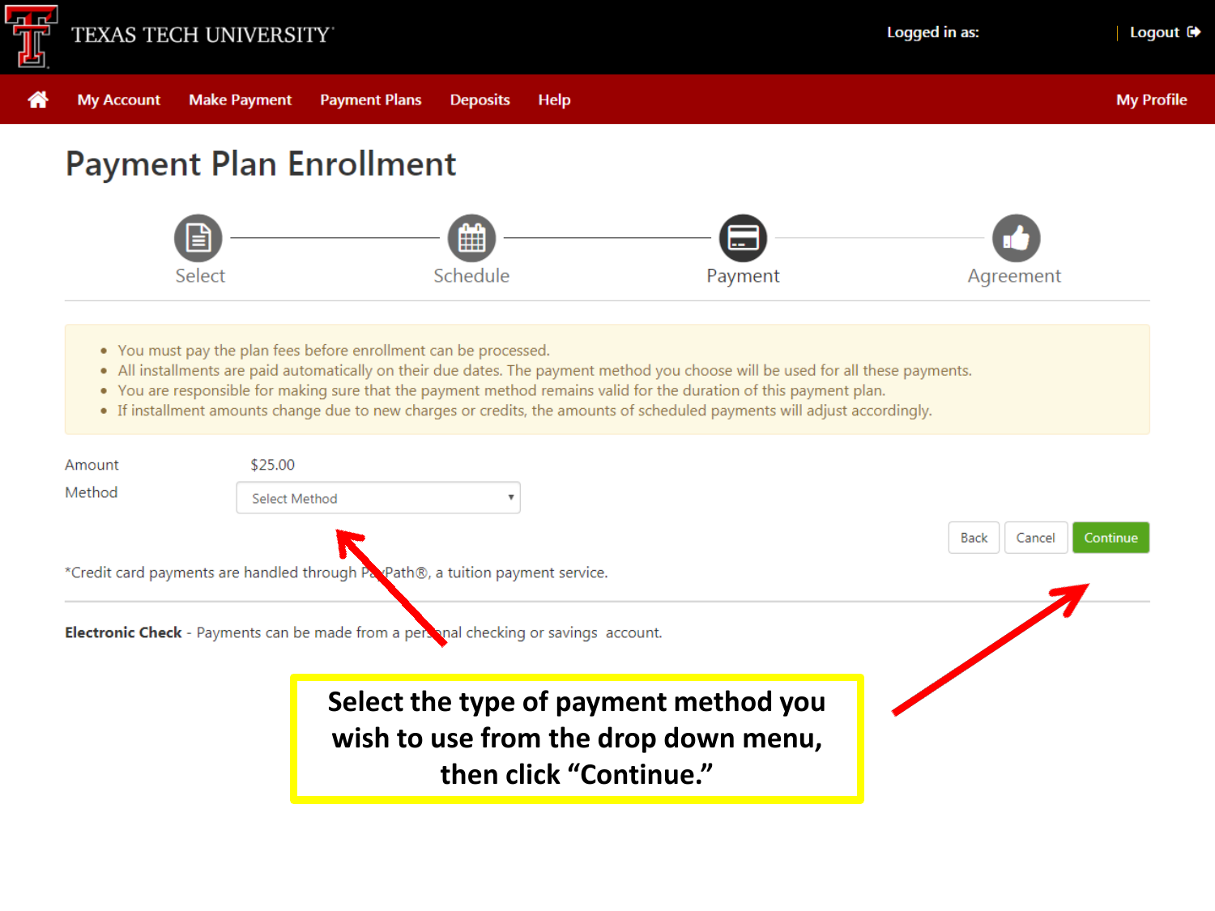TEXAS TECH UNIVERSITY

Logged in as: | Logout

My Account | Make Payment | Payment Plans | Deposits | Help | My Profile

# Payment Plan Enrollment

Select — Schedule — Payment — Agreement

- You must pay the plan fees before enrollment can be processed.
- All installments are paid automatically on their due dates. The payment method you choose will be used for all these payments.
- You are responsible for making sure that the payment method remains valid for the duration of this payment plan.
- If installment amounts change due to new charges or credits, the amounts of scheduled payments will adjust accordingly.

| | |
|---|---|
| Amount | $25.00 |
| Method | Select Method |

Back | Cancel | Continue

*Credit card payments are handled through PayPath®, a tuition payment service.

**Electronic Check** - Payments can be made from a personal checking or savings account.

**Select the type of payment method you wish to use from the drop down menu, then click "Continue."**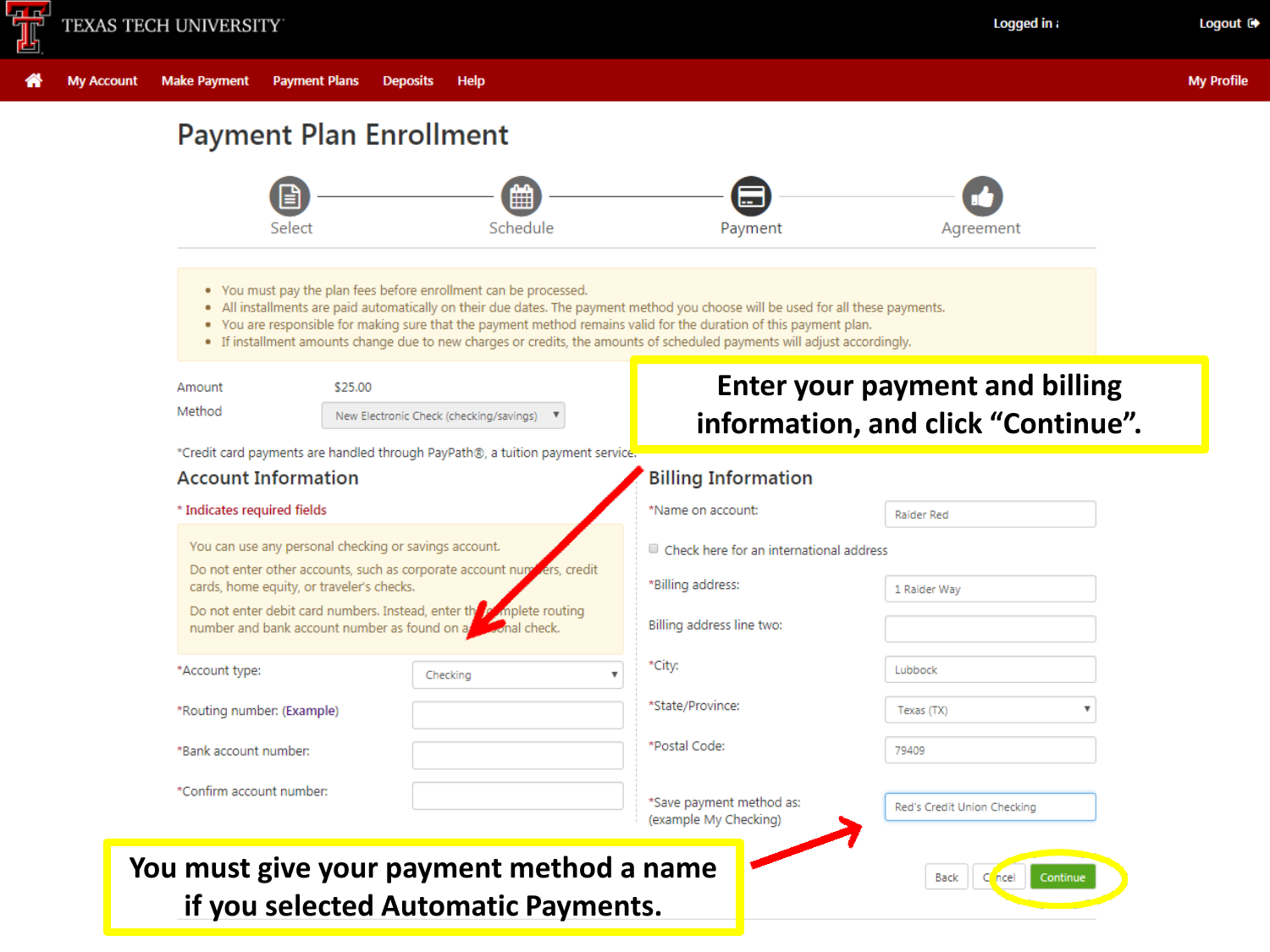TEXAS TECH UNIVERSITY

Logged in :

Logout

My Account | Make Payment | Payment Plans | Deposits | Help | My Profile

# Payment Plan Enrollment

Select — Schedule — Payment — Agreement

- You must pay the plan fees before enrollment can be processed.
- All installments are paid automatically on their due dates. The payment method you choose will be used for all these payments.
- You are responsible for making sure that the payment method remains valid for the duration of this payment plan.
- If installment amounts change due to new charges or credits, the amounts of scheduled payments will adjust accordingly.

**Enter your payment and billing information, and click "Continue".**

Amount $25.00

Method New Electronic Check (checking/savings)

*Credit card payments are handled through PayPath®, a tuition payment service.

## Account Information

* Indicates required fields

You can use any personal checking or savings account.

Do not enter other accounts, such as corporate account numbers, credit cards, home equity, or traveler's checks.

Do not enter debit card numbers. Instead, enter the complete routing number and bank account number as found on a personal check.

*Account type: Checking

*Routing number: (Example)

*Bank account number:

*Confirm account number:

## Billing Information

*Name on account: Raider Red

Check here for an international address

*Billing address: 1 Raider Way

Billing address line two:

*City: Lubbock

*State/Province: Texas (TX)

*Postal Code: 79409

*Save payment method as: (example My Checking) Red's Credit Union Checking

Back | Cancel | Continue

**You must give your payment method a name if you selected Automatic Payments.**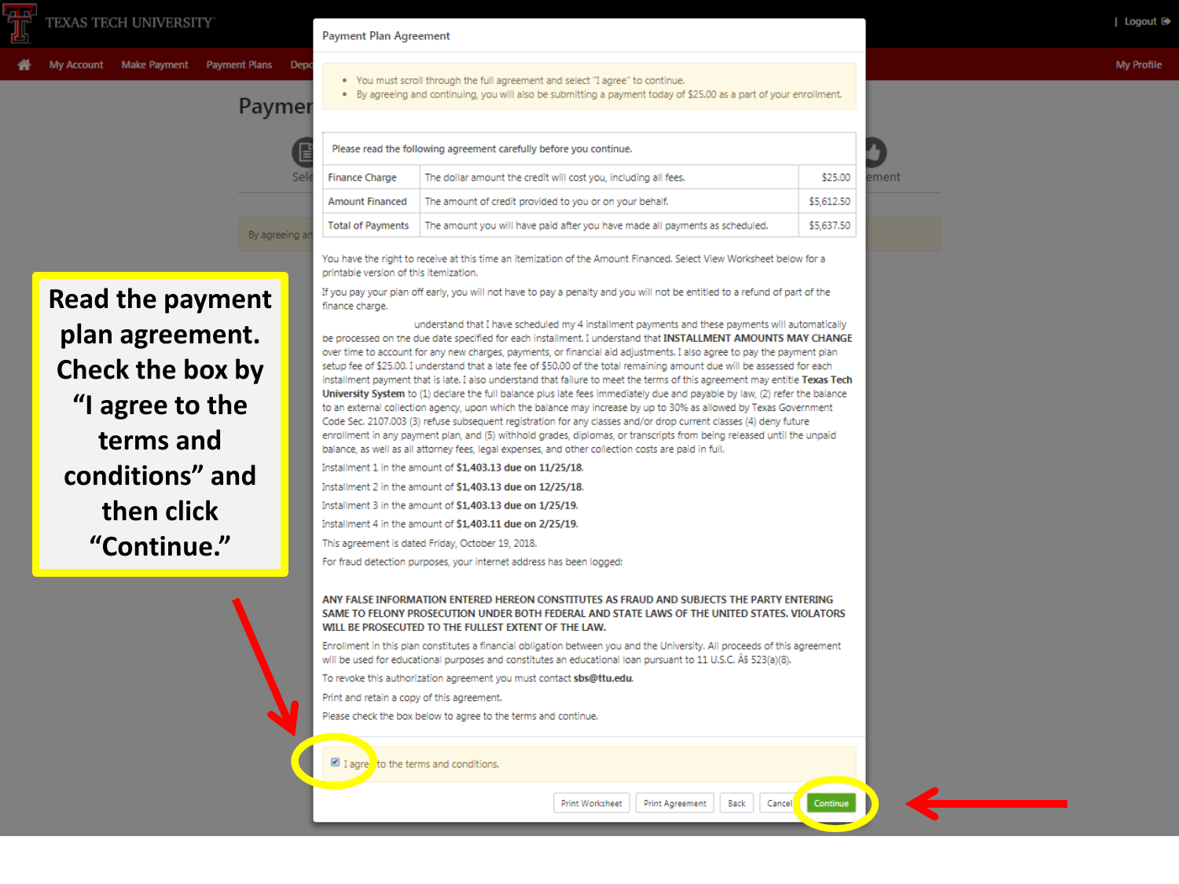Read the payment plan agreement. Check the box by "I agree to the terms and conditions" and then click "Continue."

## Payment Plan Agreement

- You must scroll through the full agreement and select "I agree" to continue.
- By agreeing and continuing, you will also be submitting a payment today of $25.00 as a part of your enrollment.

| Please read the following agreement carefully before you continue. | | |
|---|---|---|
| Finance Charge | The dollar amount the credit will cost you, including all fees. | $25.00 |
| Amount Financed | The amount of credit provided to you or on your behalf. | $5,612.50 |
| Total of Payments | The amount you will have paid after you have made all payments as scheduled. | $5,637.50 |

You have the right to receive at this time an itemization of the Amount Financed. Select View Worksheet below for a printable version of this itemization.

If you pay your plan off early, you will not have to pay a penalty and you will not be entitled to a refund of part of the finance charge.

understand that I have scheduled my 4 installment payments and these payments will automatically be processed on the due date specified for each installment. I understand that **INSTALLMENT AMOUNTS MAY CHANGE** over time to account for any new charges, payments, or financial aid adjustments. I also agree to pay the payment plan setup fee of $25.00. I understand that a late fee of $50.00 of the total remaining amount due will be assessed for each installment payment that is late. I also understand that failure to meet the terms of this agreement may entitle **Texas Tech University System** to (1) declare the full balance plus late fees immediately due and payable by law, (2) refer the balance to an external collection agency, upon which the balance may increase by up to 30% as allowed by Texas Government Code Sec. 2107.003 (3) refuse subsequent registration for any classes and/or drop current classes (4) deny future enrollment in any payment plan, and (5) withhold grades, diplomas, or transcripts from being released until the unpaid balance, as well as all attorney fees, legal expenses, and other collection costs are paid in full.

Installment 1 in the amount of **$1,403.13 due on 11/25/18.**

Installment 2 in the amount of **$1,403.13 due on 12/25/18.**

Installment 3 in the amount of **$1,403.13 due on 1/25/19.**

Installment 4 in the amount of **$1,403.11 due on 2/25/19.**

This agreement is dated Friday, October 19, 2018.

For fraud detection purposes, your internet address has been logged:

**ANY FALSE INFORMATION ENTERED HEREON CONSTITUTES AS FRAUD AND SUBJECTS THE PARTY ENTERING SAME TO FELONY PROSECUTION UNDER BOTH FEDERAL AND STATE LAWS OF THE UNITED STATES. VIOLATORS WILL BE PROSECUTED TO THE FULLEST EXTENT OF THE LAW.**

Enrollment in this plan constitutes a financial obligation between you and the University. All proceeds of this agreement will be used for educational purposes and constitutes an educational loan pursuant to 11 U.S.C. Â§ 523(a)(8).

To revoke this authorization agreement you must contact **sbs@ttu.edu**.

Print and retain a copy of this agreement.

Please check the box below to agree to the terms and continue.

☑ I agree to the terms and conditions.

Print Worksheet | Print Agreement | Back | Cancel | Continue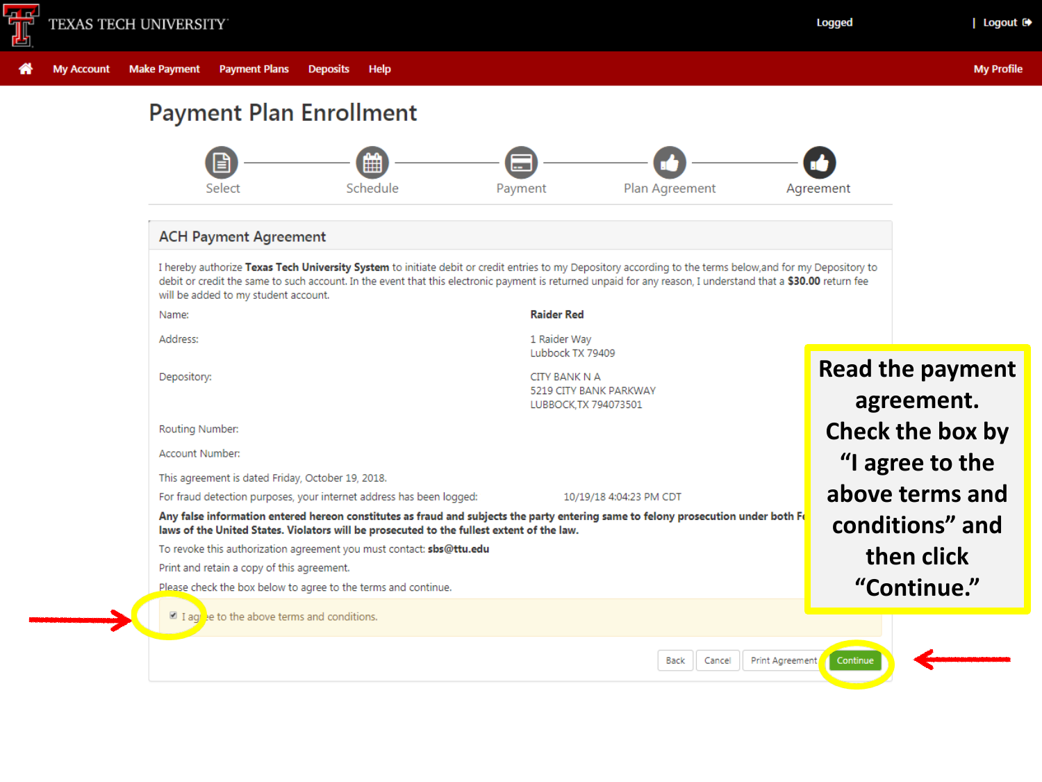TEXAS TECH UNIVERSITY

Logged | Logout

My Account | Make Payment | Payment Plans | Deposits | Help | My Profile

# Payment Plan Enrollment

Select — Schedule — Payment — Plan Agreement — Agreement

## ACH Payment Agreement

I hereby authorize **Texas Tech University System** to initiate debit or credit entries to my Depository according to the terms below,and for my Depository to debit or credit the same to such account. In the event that this electronic payment is returned unpaid for any reason, I understand that a **$30.00** return fee will be added to my student account.

| | |
|---|---|
| Name: | **Raider Red** |
| Address: | 1 Raider Way<br>Lubbock TX 79409 |
| Depository: | CITY BANK N A<br>5219 CITY BANK PARKWAY<br>LUBBOCK,TX 794073501 |
| Routing Number: | |
| Account Number: | |

This agreement is dated Friday, October 19, 2018.

For fraud detection purposes, your internet address has been logged: 10/19/18 4:04:23 PM CDT

**Any false information entered hereon constitutes as fraud and subjects the party entering same to felony prosecution under both Fe... laws of the United States. Violators will be prosecuted to the fullest extent of the law.**

To revoke this authorization agreement you must contact: **sbs@ttu.edu**

Print and retain a copy of this agreement.

Please check the box below to agree to the terms and continue.

☑ I agree to the above terms and conditions.

Back | Cancel | Print Agreement | Continue

**Read the payment agreement. Check the box by "I agree to the above terms and conditions" and then click "Continue."**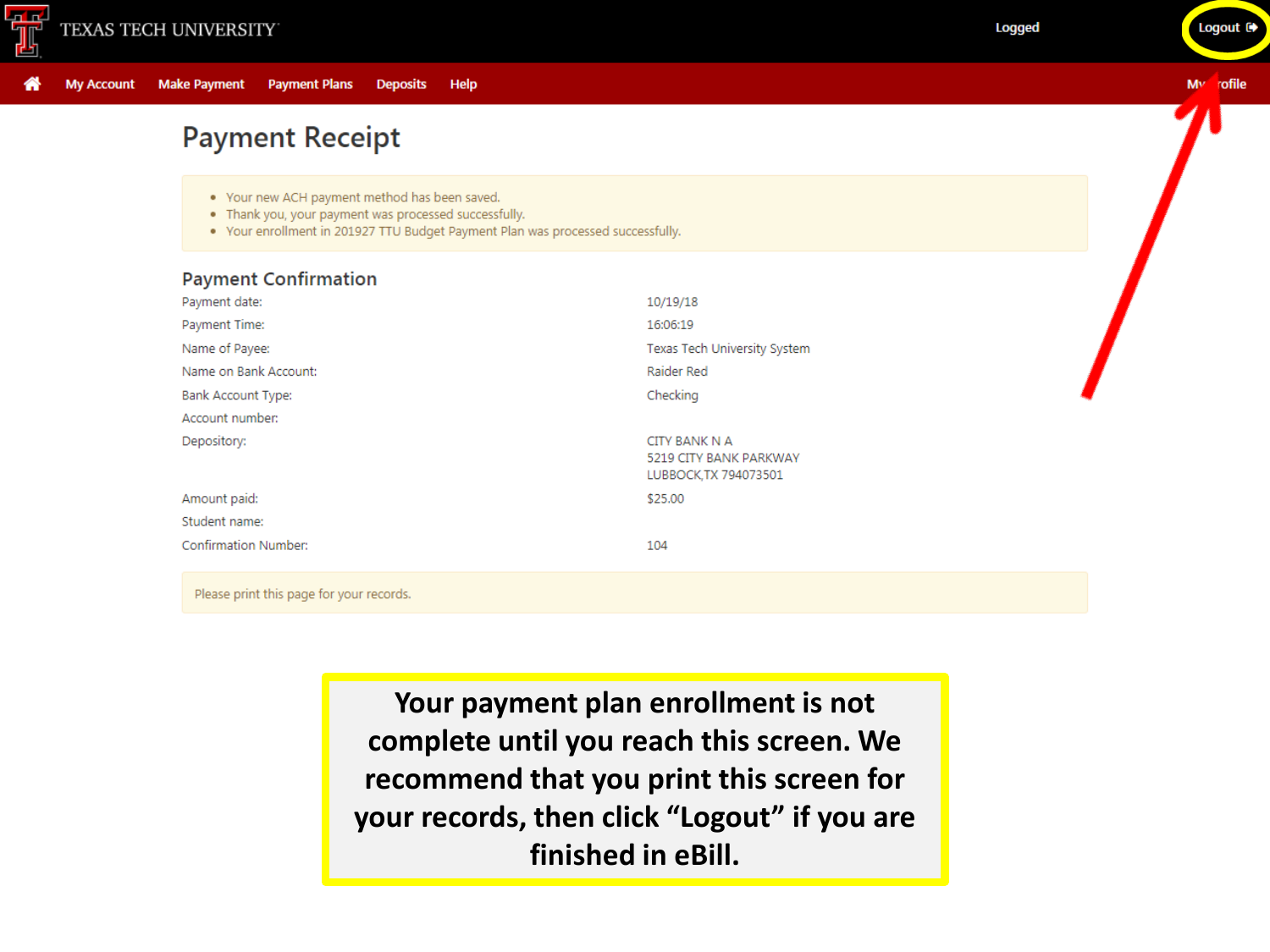TEXAS TECH UNIVERSITY

Logged

Logout

My Account | Make Payment | Payment Plans | Deposits | Help | My Profile

# Payment Receipt

- Your new ACH payment method has been saved.
- Thank you, your payment was processed successfully.
- Your enrollment in 201927 TTU Budget Payment Plan was processed successfully.

## Payment Confirmation

| | |
|---|---|
| Payment date: | 10/19/18 |
| Payment Time: | 16:06:19 |
| Name of Payee: | Texas Tech University System |
| Name on Bank Account: | Raider Red |
| Bank Account Type: | Checking |
| Account number: | |
| Depository: | CITY BANK N A<br>5219 CITY BANK PARKWAY<br>LUBBOCK,TX 794073501 |
| Amount paid: | $25.00 |
| Student name: | |
| Confirmation Number: | 104 |

Please print this page for your records.

**Your payment plan enrollment is not complete until you reach this screen. We recommend that you print this screen for your records, then click "Logout" if you are finished in eBill.**